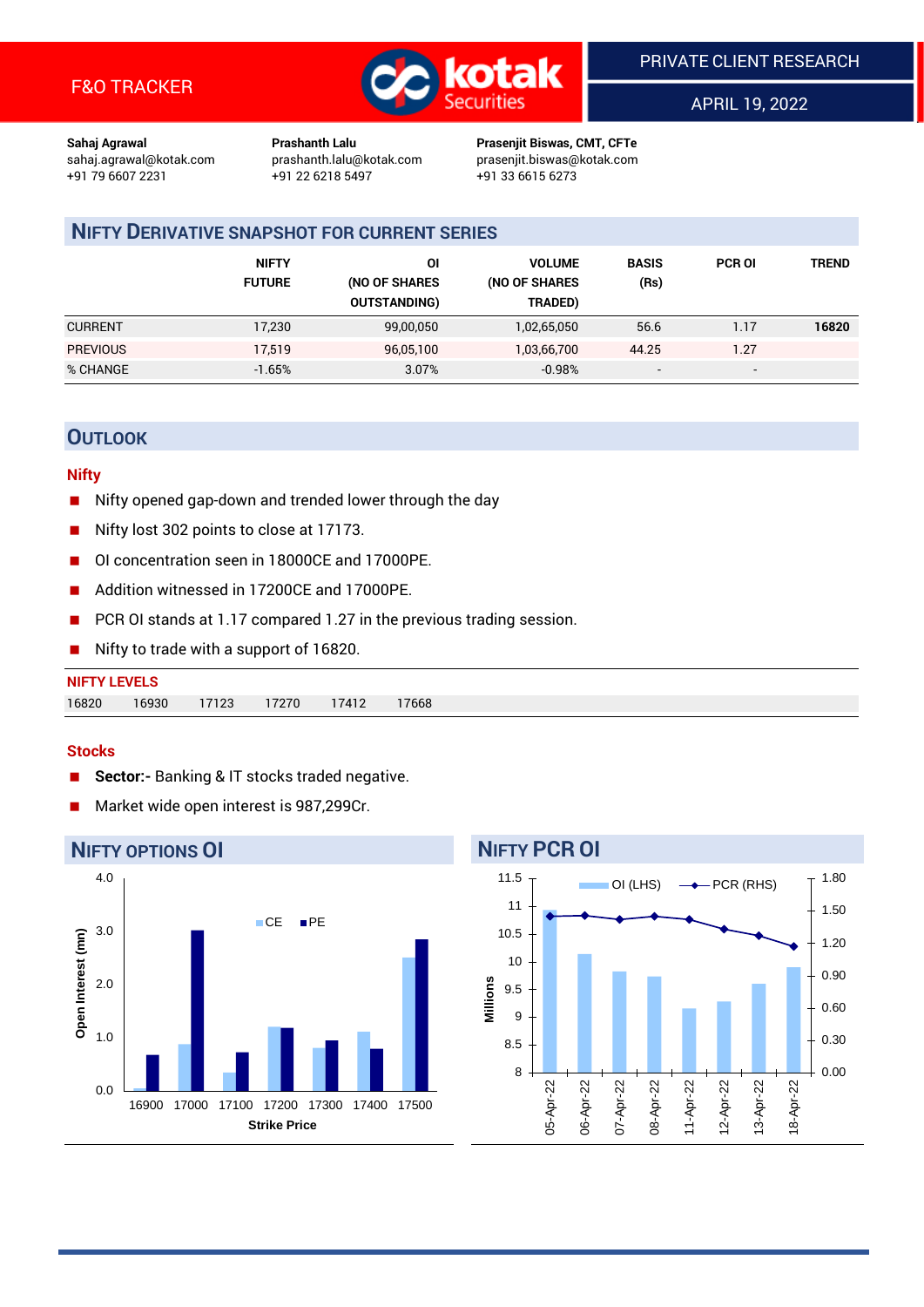F&O TRACKER

PRIVATE CLIENT RESEARCH

APRIL 19, 2022

**Sahaj Agrawal**
sahaj.agrawal@kotak.com
+91 79 6607 2231

**Prashanth Lalu**
prashanth.lalu@kotak.com
+91 22 6218 5497

**Prasenjit Biswas, CMT, CFTe**
prasenjit.biswas@kotak.com
+91 33 6615 6273

## NIFTY DERIVATIVE SNAPSHOT FOR CURRENT SERIES

| | NIFTY FUTURE | OI (NO OF SHARES OUTSTANDING) | VOLUME (NO OF SHARES TRADED) | BASIS (Rs) | PCR OI | TREND |
|---|---|---|---|---|---|---|
| CURRENT | 17,230 | 99,00,050 | 1,02,65,050 | 56.6 | 1.17 | **16820** |
| PREVIOUS | 17,519 | 96,05,100 | 1,03,66,700 | 44.25 | 1.27 | |
| % CHANGE | -1.65% | 3.07% | -0.98% | - | - | |

## OUTLOOK

### Nifty

- Nifty opened gap-down and trended lower through the day
- Nifty lost 302 points to close at 17173.
- OI concentration seen in 18000CE and 17000PE.
- Addition witnessed in 17200CE and 17000PE.
- PCR OI stands at 1.17 compared 1.27 in the previous trading session.
- Nifty to trade with a support of 16820.

**NIFTY LEVELS**

| 16820 | 16930 | 17123 | 17270 | 17412 | 17668 |
|---|---|---|---|---|---|

### Stocks

- **Sector:-** Banking & IT stocks traded negative.
- Market wide open interest is 987,299Cr.

## NIFTY OPTIONS OI

## NIFTY PCR OI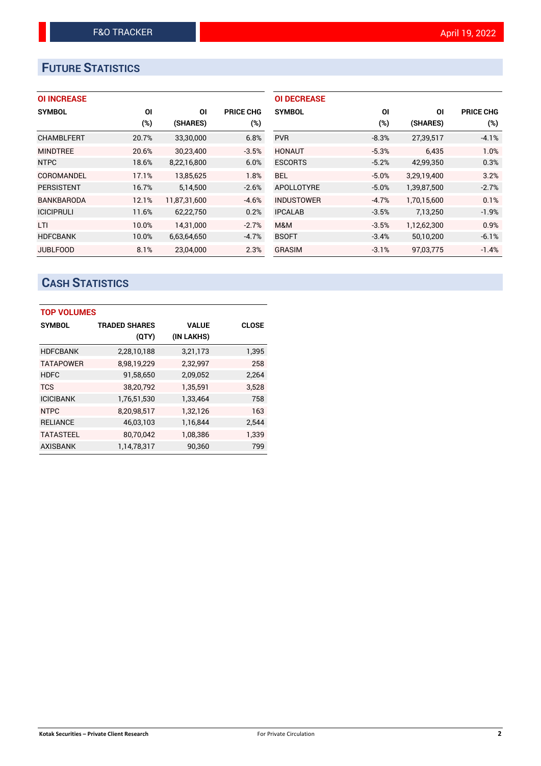## FUTURE STATISTICS

### OI INCREASE

| SYMBOL | OI (%) | OI (SHARES) | PRICE CHG (%) |
|---|---|---|---|
| CHAMBLFERT | 20.7% | 33,30,000 | 6.8% |
| MINDTREE | 20.6% | 30,23,400 | -3.5% |
| NTPC | 18.6% | 8,22,16,800 | 6.0% |
| COROMANDEL | 17.1% | 13,85,625 | 1.8% |
| PERSISTENT | 16.7% | 5,14,500 | -2.6% |
| BANKBARODA | 12.1% | 11,87,31,600 | -4.6% |
| ICICIPRULI | 11.6% | 62,22,750 | 0.2% |
| LTI | 10.0% | 14,31,000 | -2.7% |
| HDFCBANK | 10.0% | 6,63,64,650 | -4.7% |
| JUBLFOOD | 8.1% | 23,04,000 | 2.3% |

### OI DECREASE

| SYMBOL | OI (%) | OI (SHARES) | PRICE CHG (%) |
|---|---|---|---|
| PVR | -8.3% | 27,39,517 | -4.1% |
| HONAUT | -5.3% | 6,435 | 1.0% |
| ESCORTS | -5.2% | 42,99,350 | 0.3% |
| BEL | -5.0% | 3,29,19,400 | 3.2% |
| APOLLOTYRE | -5.0% | 1,39,87,500 | -2.7% |
| INDUSTOWER | -4.7% | 1,70,15,600 | 0.1% |
| IPCALAB | -3.5% | 7,13,250 | -1.9% |
| M&M | -3.5% | 1,12,62,300 | 0.9% |
| BSOFT | -3.4% | 50,10,200 | -6.1% |
| GRASIM | -3.1% | 97,03,775 | -1.4% |

## CASH STATISTICS

### TOP VOLUMES

| SYMBOL | TRADED SHARES (QTY) | VALUE (IN LAKHS) | CLOSE |
|---|---|---|---|
| HDFCBANK | 2,28,10,188 | 3,21,173 | 1,395 |
| TATAPOWER | 8,98,19,229 | 2,32,997 | 258 |
| HDFC | 91,58,650 | 2,09,052 | 2,264 |
| TCS | 38,20,792 | 1,35,591 | 3,528 |
| ICICIBANK | 1,76,51,530 | 1,33,464 | 758 |
| NTPC | 8,20,98,517 | 1,32,126 | 163 |
| RELIANCE | 46,03,103 | 1,16,844 | 2,544 |
| TATASTEEL | 80,70,042 | 1,08,386 | 1,339 |
| AXISBANK | 1,14,78,317 | 90,360 | 799 |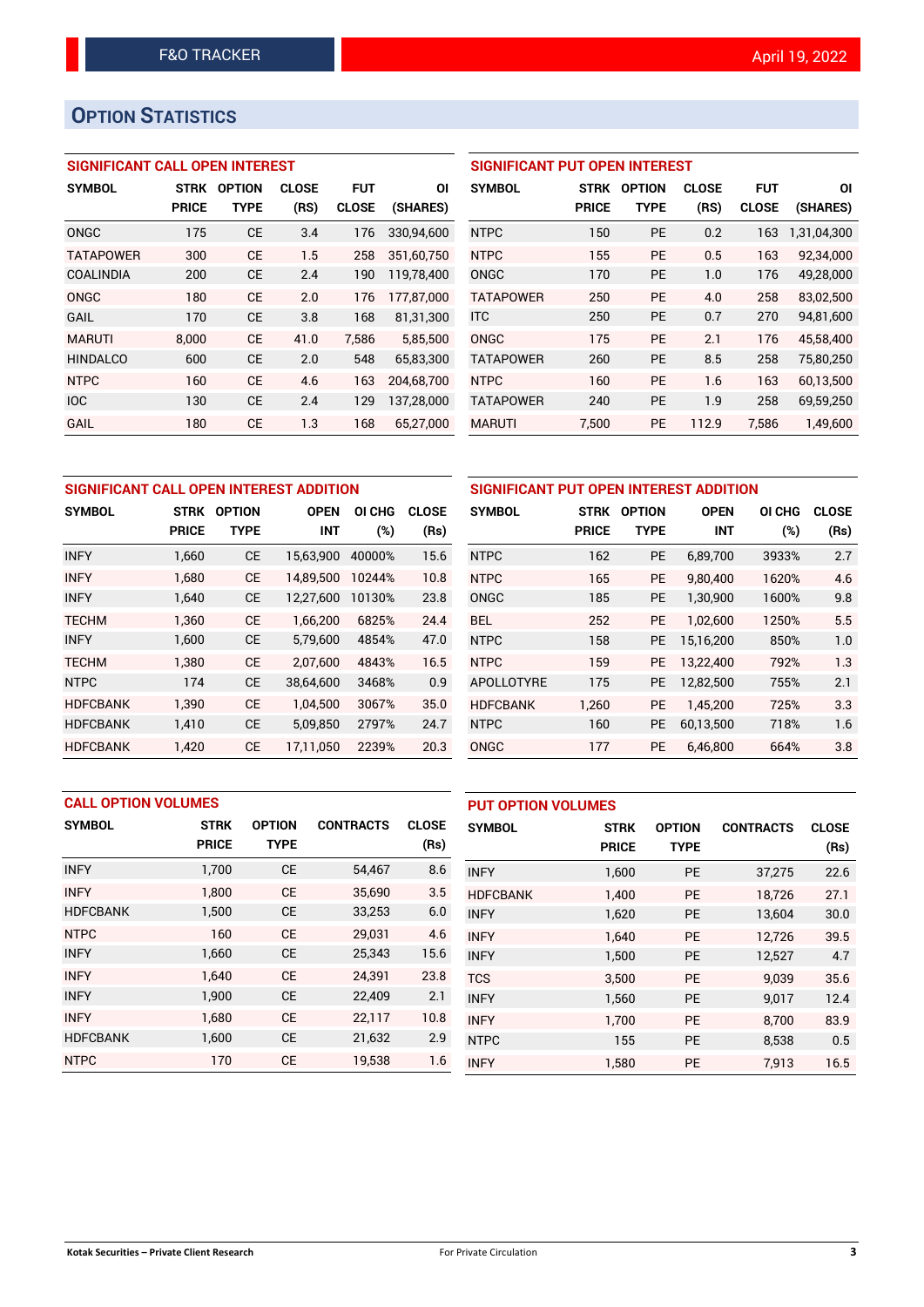# OPTION STATISTICS

### SIGNIFICANT CALL OPEN INTEREST

| SYMBOL | STRK PRICE | OPTION TYPE | CLOSE (RS) | FUT CLOSE | OI (SHARES) |
|---|---|---|---|---|---|
| ONGC | 175 | CE | 3.4 | 176 | 330,94,600 |
| TATAPOWER | 300 | CE | 1.5 | 258 | 351,60,750 |
| COALINDIA | 200 | CE | 2.4 | 190 | 119,78,400 |
| ONGC | 180 | CE | 2.0 | 176 | 177,87,000 |
| GAIL | 170 | CE | 3.8 | 168 | 81,31,300 |
| MARUTI | 8,000 | CE | 41.0 | 7,586 | 5,85,500 |
| HINDALCO | 600 | CE | 2.0 | 548 | 65,83,300 |
| NTPC | 160 | CE | 4.6 | 163 | 204,68,700 |
| IOC | 130 | CE | 2.4 | 129 | 137,28,000 |
| GAIL | 180 | CE | 1.3 | 168 | 65,27,000 |

### SIGNIFICANT PUT OPEN INTEREST

| SYMBOL | STRK PRICE | OPTION TYPE | CLOSE (RS) | FUT CLOSE | OI (SHARES) |
|---|---|---|---|---|---|
| NTPC | 150 | PE | 0.2 | 163 | 1,31,04,300 |
| NTPC | 155 | PE | 0.5 | 163 | 92,34,000 |
| ONGC | 170 | PE | 1.0 | 176 | 49,28,000 |
| TATAPOWER | 250 | PE | 4.0 | 258 | 83,02,500 |
| ITC | 250 | PE | 0.7 | 270 | 94,81,600 |
| ONGC | 175 | PE | 2.1 | 176 | 45,58,400 |
| TATAPOWER | 260 | PE | 8.5 | 258 | 75,80,250 |
| NTPC | 160 | PE | 1.6 | 163 | 60,13,500 |
| TATAPOWER | 240 | PE | 1.9 | 258 | 69,59,250 |
| MARUTI | 7,500 | PE | 112.9 | 7,586 | 1,49,600 |

### SIGNIFICANT CALL OPEN INTEREST ADDITION

| SYMBOL | STRK PRICE | OPTION TYPE | OPEN INT | OI CHG (%) | CLOSE (Rs) |
|---|---|---|---|---|---|
| INFY | 1,660 | CE | 15,63,900 | 40000% | 15.6 |
| INFY | 1,680 | CE | 14,89,500 | 10244% | 10.8 |
| INFY | 1,640 | CE | 12,27,600 | 10130% | 23.8 |
| TECHM | 1,360 | CE | 1,66,200 | 6825% | 24.4 |
| INFY | 1,600 | CE | 5,79,600 | 4854% | 47.0 |
| TECHM | 1,380 | CE | 2,07,600 | 4843% | 16.5 |
| NTPC | 174 | CE | 38,64,600 | 3468% | 0.9 |
| HDFCBANK | 1,390 | CE | 1,04,500 | 3067% | 35.0 |
| HDFCBANK | 1,410 | CE | 5,09,850 | 2797% | 24.7 |
| HDFCBANK | 1,420 | CE | 17,11,050 | 2239% | 20.3 |

### SIGNIFICANT PUT OPEN INTEREST ADDITION

| SYMBOL | STRK PRICE | OPTION TYPE | OPEN INT | OI CHG (%) | CLOSE (Rs) |
|---|---|---|---|---|---|
| NTPC | 162 | PE | 6,89,700 | 3933% | 2.7 |
| NTPC | 165 | PE | 9,80,400 | 1620% | 4.6 |
| ONGC | 185 | PE | 1,30,900 | 1600% | 9.8 |
| BEL | 252 | PE | 1,02,600 | 1250% | 5.5 |
| NTPC | 158 | PE | 15,16,200 | 850% | 1.0 |
| NTPC | 159 | PE | 13,22,400 | 792% | 1.3 |
| APOLLOTYRE | 175 | PE | 12,82,500 | 755% | 2.1 |
| HDFCBANK | 1,260 | PE | 1,45,200 | 725% | 3.3 |
| NTPC | 160 | PE | 60,13,500 | 718% | 1.6 |
| ONGC | 177 | PE | 6,46,800 | 664% | 3.8 |

### CALL OPTION VOLUMES

| SYMBOL | STRK PRICE | OPTION TYPE | CONTRACTS | CLOSE (Rs) |
|---|---|---|---|---|
| INFY | 1,700 | CE | 54,467 | 8.6 |
| INFY | 1,800 | CE | 35,690 | 3.5 |
| HDFCBANK | 1,500 | CE | 33,253 | 6.0 |
| NTPC | 160 | CE | 29,031 | 4.6 |
| INFY | 1,660 | CE | 25,343 | 15.6 |
| INFY | 1,640 | CE | 24,391 | 23.8 |
| INFY | 1,900 | CE | 22,409 | 2.1 |
| INFY | 1,680 | CE | 22,117 | 10.8 |
| HDFCBANK | 1,600 | CE | 21,632 | 2.9 |
| NTPC | 170 | CE | 19,538 | 1.6 |

### PUT OPTION VOLUMES

| SYMBOL | STRK PRICE | OPTION TYPE | CONTRACTS | CLOSE (Rs) |
|---|---|---|---|---|
| INFY | 1,600 | PE | 37,275 | 22.6 |
| HDFCBANK | 1,400 | PE | 18,726 | 27.1 |
| INFY | 1,620 | PE | 13,604 | 30.0 |
| INFY | 1,640 | PE | 12,726 | 39.5 |
| INFY | 1,500 | PE | 12,527 | 4.7 |
| TCS | 3,500 | PE | 9,039 | 35.6 |
| INFY | 1,560 | PE | 9,017 | 12.4 |
| INFY | 1,700 | PE | 8,700 | 83.9 |
| NTPC | 155 | PE | 8,538 | 0.5 |
| INFY | 1,580 | PE | 7,913 | 16.5 |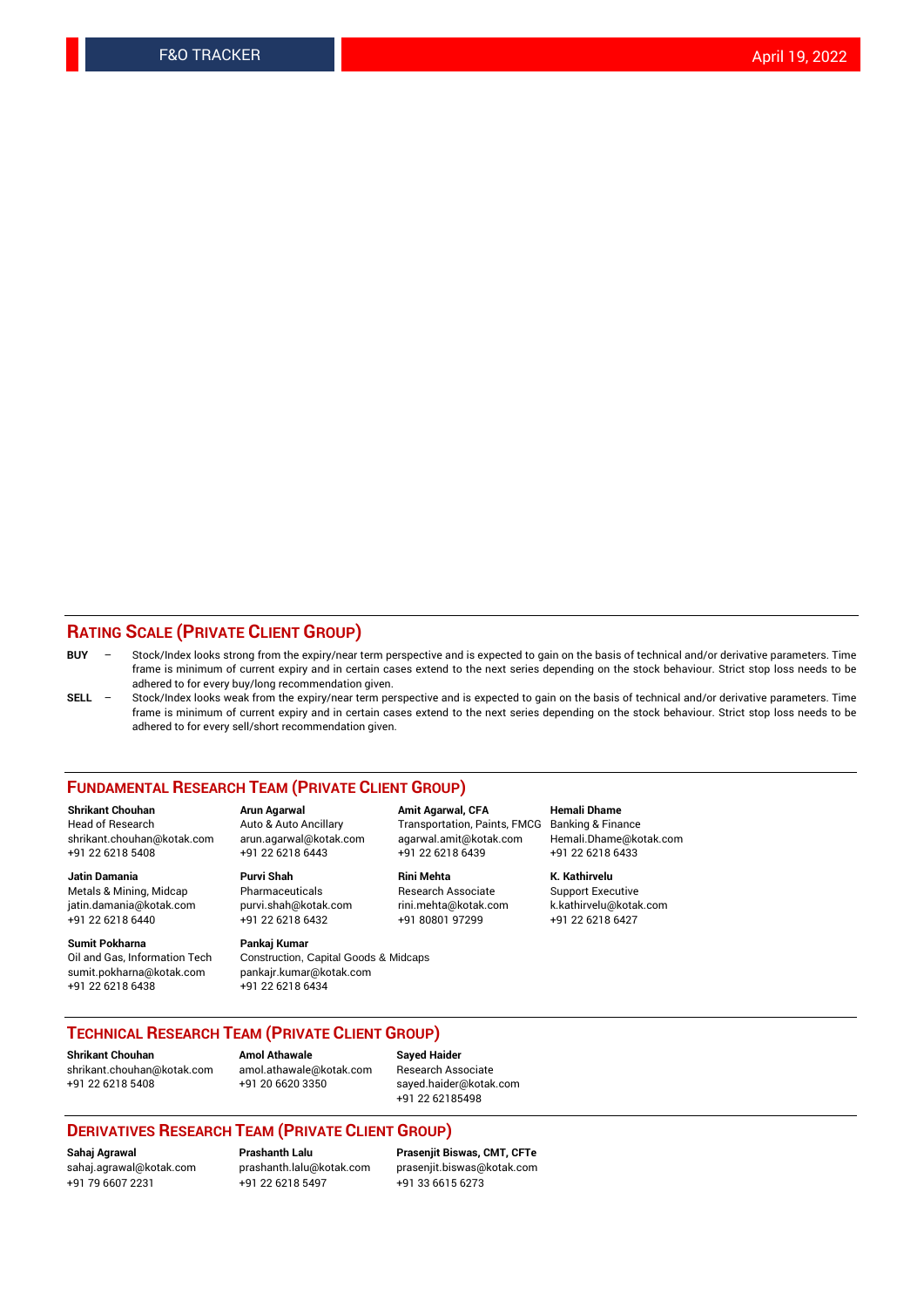## RATING SCALE (PRIVATE CLIENT GROUP)

**BUY** – Stock/Index looks strong from the expiry/near term perspective and is expected to gain on the basis of technical and/or derivative parameters. Time frame is minimum of current expiry and in certain cases extend to the next series depending on the stock behaviour. Strict stop loss needs to be adhered to for every buy/long recommendation given.

**SELL** – Stock/Index looks weak from the expiry/near term perspective and is expected to gain on the basis of technical and/or derivative parameters. Time frame is minimum of current expiry and in certain cases extend to the next series depending on the stock behaviour. Strict stop loss needs to be adhered to for every sell/short recommendation given.

## FUNDAMENTAL RESEARCH TEAM (PRIVATE CLIENT GROUP)

**Shrikant Chouhan**
Head of Research
shrikant.chouhan@kotak.com
+91 22 6218 5408

**Arun Agarwal**
Auto & Auto Ancillary
arun.agarwal@kotak.com
+91 22 6218 6443

**Amit Agarwal, CFA**
Transportation, Paints, FMCG
agarwal.amit@kotak.com
+91 22 6218 6439

**Hemali Dhame**
Banking & Finance
Hemali.Dhame@kotak.com
+91 22 6218 6433

**Jatin Damania**
Metals & Mining, Midcap
jatin.damania@kotak.com
+91 22 6218 6440

**Purvi Shah**
Pharmaceuticals
purvi.shah@kotak.com
+91 22 6218 6432

**Rini Mehta**
Research Associate
rini.mehta@kotak.com
+91 80801 97299

**K. Kathirvelu**
Support Executive
k.kathirvelu@kotak.com
+91 22 6218 6427

**Sumit Pokharna**
Oil and Gas, Information Tech
sumit.pokharna@kotak.com
+91 22 6218 6438

**Pankaj Kumar**
Construction, Capital Goods & Midcaps
pankajr.kumar@kotak.com
+91 22 6218 6434

## TECHNICAL RESEARCH TEAM (PRIVATE CLIENT GROUP)

**Shrikant Chouhan**
shrikant.chouhan@kotak.com
+91 22 6218 5408

**Amol Athawale**
amol.athawale@kotak.com
+91 20 6620 3350

**Sayed Haider**
Research Associate
sayed.haider@kotak.com
+91 22 62185498

## DERIVATIVES RESEARCH TEAM (PRIVATE CLIENT GROUP)

**Sahaj Agrawal**
sahaj.agrawal@kotak.com
+91 79 6607 2231

**Prashanth Lalu**
prashanth.lalu@kotak.com
+91 22 6218 5497

**Prasenjit Biswas, CMT, CFTe**
prasenjit.biswas@kotak.com
+91 33 6615 6273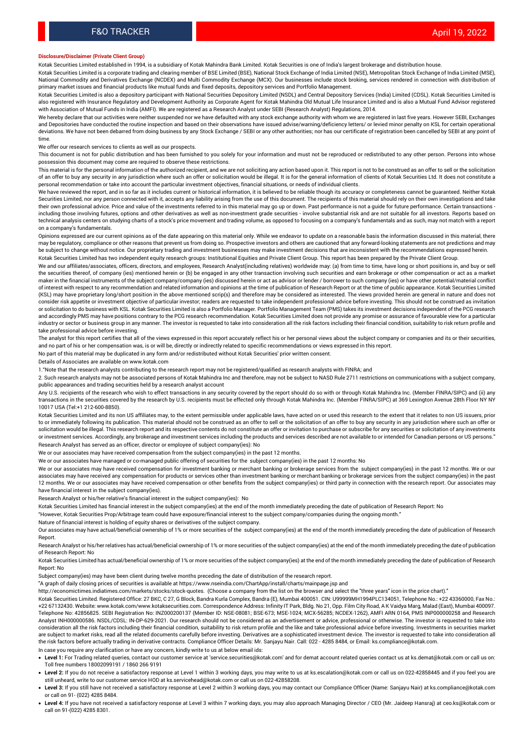**Disclosure/Disclaimer (Private Client Group)**

Kotak Securities Limited established in 1994, is a subsidiary of Kotak Mahindra Bank Limited. Kotak Securities is one of India's largest brokerage and distribution house.

Kotak Securities Limited is a corporate trading and clearing member of BSE Limited (BSE), National Stock Exchange of India Limited (NSE), Metropolitan Stock Exchange of India Limited (MSE), National Commodity and Derivatives Exchange (NCDEX) and Multi Commodity Exchange (MCX). Our businesses include stock broking, services rendered in connection with distribution of primary market issues and financial products like mutual funds and fixed deposits, depository services and Portfolio Management.

Kotak Securities Limited is also a depository participant with National Securities Depository Limited (NSDL) and Central Depository Services (India) Limited (CDSL). Kotak Securities Limited is also registered with Insurance Regulatory and Development Authority as Corporate Agent for Kotak Mahindra Old Mutual Life Insurance Limited and is also a Mutual Fund Advisor registered with Association of Mutual Funds in India (AMFI). We are registered as a Research Analyst under SEBI (Research Analyst) Regulations, 2014.

We hereby declare that our activities were neither suspended nor we have defaulted with any stock exchange authority with whom we are registered in last five years. However SEBI, Exchanges and Depositories have conducted the routine inspection and based on their observations have issued advise/warning/deficiency letters/ or levied minor penalty on KSL for certain operational deviations. We have not been debarred from doing business by any Stock Exchange / SEBI or any other authorities; nor has our certificate of registration been cancelled by SEBI at any point of time.

We offer our research services to clients as well as our prospects.

This document is not for public distribution and has been furnished to you solely for your information and must not be reproduced or redistributed to any other person. Persons into whose possession this document may come are required to observe these restrictions.

This material is for the personal information of the authorized recipient, and we are not soliciting any action based upon it. This report is not to be construed as an offer to sell or the solicitation of an offer to buy any security in any jurisdiction where such an offer or solicitation would be illegal. It is for the general information of clients of Kotak Securities Ltd. It does not constitute a personal recommendation or take into account the particular investment objectives, financial situations, or needs of individual clients.

We have reviewed the report, and in so far as it includes current or historical information, it is believed to be reliable though its accuracy or completeness cannot be guaranteed. Neither Kotak Securities Limited, nor any person connected with it, accepts any liability arising from the use of this document. The recipients of this material should rely on their own investigations and take their own professional advice. Price and value of the investments referred to in this material may go up or down. Past performance is not a guide for future performance. Certain transactions - including those involving futures, options and other derivatives as well as non-investment grade securities - involve substantial risk and are not suitable for all investors. Reports based on technical analysis centers on studying charts of a stock's price movement and trading volume, as opposed to focusing on a company's fundamentals and as such, may not match with a report on a company's fundamentals.

Opinions expressed are our current opinions as of the date appearing on this material only. While we endeavor to update on a reasonable basis the information discussed in this material, there may be regulatory, compliance or other reasons that prevent us from doing so. Prospective investors and others are cautioned that any forward-looking statements are not predictions and may be subject to change without notice. Our proprietary trading and investment businesses may make investment decisions that are inconsistent with the recommendations expressed herein.

Kotak Securities Limited has two independent equity research groups: Institutional Equities and Private Client Group. This report has been prepared by the Private Client Group.

We and our affiliates/associates, officers, directors, and employees, Research Analyst(including relatives) worldwide may: (a) from time to time, have long or short positions in, and buy or sell the securities thereof, of company (ies) mentioned herein or (b) be engaged in any other transaction involving such securities and earn brokerage or other compensation or act as a market maker in the financial instruments of the subject company/company (ies) discussed herein or act as advisor or lender / borrower to such company (ies) or have other potential/material conflict of interest with respect to any recommendation and related information and opinions at the time of publication of Research Report or at the time of public appearance. Kotak Securities Limited (KSL) may have proprietary long/short position in the above mentioned scrip(s) and therefore may be considered as interested. The views provided herein are general in nature and does not consider risk appetite or investment objective of particular investor; readers are requested to take independent professional advice before investing. This should not be construed as invitation or solicitation to do business with KSL. Kotak Securities Limited is also a Portfolio Manager. Portfolio Management Team (PMS) takes its investment decisions independent of the PCG research and accordingly PMS may have positions contrary to the PCG research recommendation. Kotak Securities Limited does not provide any promise or assurance of favourable view for a particular industry or sector or business group in any manner. The investor is requested to take into consideration all the risk factors including their financial condition, suitability to risk return profile and take professional advice before investing.

The analyst for this report certifies that all of the views expressed in this report accurately reflect his or her personal views about the subject company or companies and its or their securities, and no part of his or her compensation was, is or will be, directly or indirectly related to specific recommendations or views expressed in this report.

No part of this material may be duplicated in any form and/or redistributed without Kotak Securities' prior written consent.

Details of Associates are available on www.kotak.com

1."Note that the research analysts contributing to the research report may not be registered/qualified as research analysts with FINRA; and

2. Such research analysts may not be associated persons of Kotak Mahindra Inc and therefore, may not be subject to NASD Rule 2711 restrictions on communications with a subject company, public appearances and trading securities held by a research analyst account

Any U.S. recipients of the research who wish to effect transactions in any security covered by the report should do so with or through Kotak Mahindra Inc. (Member FINRA/SIPC) and (ii) any transactions in the securities covered by the research by U.S. recipients must be effected only through Kotak Mahindra Inc. (Member FINRA/SIPC) at 369 Lexington Avenue 28th Floor NY NY 10017 USA (Tel:+1 212-600-8850).

Kotak Securities Limited and its non US affiliates may, to the extent permissible under applicable laws, have acted on or used this research to the extent that it relates to non US issuers, prior to or immediately following its publication. This material should not be construed as an offer to sell or the solicitation of an offer to buy any security in any jurisdiction where such an offer or solicitation would be illegal. This research report and its respective contents do not constitute an offer or invitation to purchase or subscribe for any securities or solicitation of any investments or investment services. Accordingly, any brokerage and investment services including the products and services described are not available to or intended for Canadian persons or US persons."

Research Analyst has served as an officer, director or employee of subject company(ies): No

We or our associates may have received compensation from the subject company(ies) in the past 12 months.

We or our associates have managed or co-managed public offering of securities for the subject company(ies) in the past 12 months: No

We or our associates may have received compensation for investment banking or merchant banking or brokerage services from the subject company(ies) in the past 12 months. We or our associates may have received any compensation for products or services other than investment banking or merchant banking or brokerage services from the subject company(ies) in the past 12 months. We or our associates may have received compensation or other benefits from the subject company(ies) or third party in connection with the research report. Our associates may have financial interest in the subject company(ies).

Research Analyst or his/her relative's financial interest in the subject company(ies): No

Kotak Securities Limited has financial interest in the subject company(ies) at the end of the month immediately preceding the date of publication of Research Report: No

"However, Kotak Securities Prop/Arbitrage team could have exposure/financial interest to the subject company/companies during the ongoing month."

Nature of financial interest is holding of equity shares or derivatives of the subject company.

Our associates may have actual/beneficial ownership of 1% or more securities of the subject company(ies) at the end of the month immediately preceding the date of publication of Research Report.

Research Analyst or his/her relatives has actual/beneficial ownership of 1% or more securities of the subject company(ies) at the end of the month immediately preceding the date of publication of Research Report: No

Kotak Securities Limited has actual/beneficial ownership of 1% or more securities of the subject company(ies) at the end of the month immediately preceding the date of publication of Research Report: No

Subject company(ies) may have been client during twelve months preceding the date of distribution of the research report.

"A graph of daily closing prices of securities is available at https://www.nseindia.com/ChartApp/install/charts/mainpage.jsp and

http://economictimes.indiatimes.com/markets/stocks/stock-quotes. (Choose a company from the list on the browser and select the "three years" icon in the price chart)."

Kotak Securities Limited. Registered Office: 27 BKC, C 27, G Block, Bandra Kurla Complex, Bandra (E), Mumbai 400051. CIN: U99999MH1994PLC134051, Telephone No.: +22 43360000, Fax No.: +22 67132430. Website: www.kotak.com/www.kotaksecurities.com. Correspondence Address: Infinity IT Park, Bldg. No 21, Opp. Film City Road, A K Vaidya Marg, Malad (East), Mumbai 400097. Telephone No: 42856825. SEBI Registration No: INZ000200137 (Member ID: NSE-08081; BSE-673; MSE-1024; MCX-56285; NCDEX-1262), AMFI ARN 0164, PMS INP000000258 and Research Analyst INH000000586. NSDL/CDSL: IN-DP-629-2021. Our research should not be considered as an advertisement or advice, professional or otherwise. The investor is requested to take into consideration all the risk factors including their financial condition, suitability to risk return profile and the like and take professional advice before investing. Investments in securities market are subject to market risks, read all the related documents carefully before investing. Derivatives are a sophisticated investment device. The investor is requested to take into consideration all the risk factors before actually trading in derivative contracts. Compliance Officer Details: Mr. Sanjayu Nair. Call: 022 - 4285 8484, or Email: ks.compliance@kotak.com.

In case you require any clarification or have any concern, kindly write to us at below email ids:

- **Level 1:** For Trading related queries, contact our customer service at 'service.securities@kotak.com' and for demat account related queries contact us at ks.demat@kotak.com or call us on: Toll free numbers 18002099191 / 1860 266 9191
- **Level 2:** If you do not receive a satisfactory response at Level 1 within 3 working days, you may write to us at ks.escalation@kotak.com or call us on 022-42858445 and if you feel you are still unheard, write to our customer service HOD at ks.servicehead@kotak.com or call us on 022-42858208.
- **Level 3:** If you still have not received a satisfactory response at Level 2 within 3 working days, you may contact our Compliance Officer (Name: Sanjayu Nair) at ks.compliance@kotak.com or call on 91- (022) 4285 8484.
- **Level 4:** If you have not received a satisfactory response at Level 3 within 7 working days, you may also approach Managing Director / CEO (Mr. Jaideep Hansraj) at ceo.ks@kotak.com or call on 91-(022) 4285 8301.